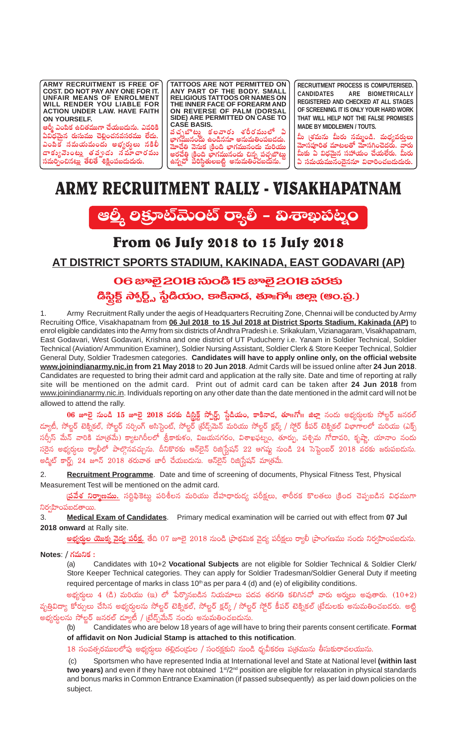**ARMY RECRUITMENT IS FREE OF COST. DO NOT PAY ANY ONE FOR IT. UNFAIR MEANS OF ENROLMENT WILL RENDER YOU LIABLE FOR ACTION UNDER LAW. HAVE FAITH ON YOURSELF.**

ఆర్మీ ఎంపిక ఉచితముగా చేయబడును. ఎవరికి ఏవిధమైన రుసుము చెల్లించనవసరము లేదు. ఎంపిక సమయమందు అభ్యర్థులు నకిలీ దాక్యుమెంట్లు తప్పుడు సమాచారము సమర్పించినట్లు తెలితే శిక్షింపబడుదురు.

**TATTOOS ARE NOT PERMITTED ON ANY PART OF THE BODY. SMALL RELIGIOUS TATTOOS OR NAMES ON THE INNER FACE OF FOREARM AND ON REVERSE OF PALM (DORSAL SIDE) ARE PERMITTED ON CASE TO CASE BASIS.**

పచ్చబొట్లు కలవారు శరీరములో ఏ భాగమునందు ఉండినను అనుమతింపబడదు. మోచేతి వెనుక క్రింది భాగమునందు మరియు అరచేతి క్రింది భాగమునందు చిన్న పచ్చబొట్లు ఉన్నచో పరిస్థితులబట్టి అనుమతించబడును.

**RECRUITMENT PROCESS IS COMPUTERISED. CANDIDATES ARE BIOMETRICALLY REGISTERED AND CHECKED AT ALL STAGES OF SCREENING. IT IS ONLY YOUR HARD WORK THAT WILL HELP NOT THE FALSE PROMISES MADE BY MIDDLEMEN / TOUTS.**

మీ శ్రమను మీరు నమ్మండి. మధ్యవర్తులు మోసపూరిత మాటలతో మోసగించెదరు. వారు మీకు ఏ విధమైన సహాయం చేయలేరు. మీరు ఏ సమయమునందైననూ విచారించబడుదురు.

# ARMY RECRUITMENT RALLY - VISAKHAPATNAM

# ఆర్మీ రిక్రూట్‌మెంట్ ర్యాలీ - విశాఖపట్నం

## From 06 July 2018 to 15 July 2018

### AT DISTRICT SPORTS STADIUM, KAKINADA, EAST GODAVARI (AP)

### 06 జూలై 2018 నుండి 15 జూలై 2018 వరకు

### డిస్ట్రిక్ట్ స్పోర్ట్స్ స్టేడియం, కాకినాడ, తూ॥గో॥ జిల్లా (ఆం.ప్ర.)

1. Army Recruitment Rally under the aegis of Headquarters Recruiting Zone, Chennai will be conducted by Army Recruiting Office, Visakhapatnam from **06 Jul 2018 to 15 Jul 2018 at District Sports Stadium, Kakinada (AP)** to enrol eligible candidates into the Army from six districts of Andhra Pradesh i.e. Srikakulam, Vizianagaram, Visakhapatnam, East Godavari, West Godavari, Krishna and one district of UT Puducherry i.e. Yanam in Soldier Technical, Soldier Technical (Aviation/ Ammunition Examiner), Soldier Nursing Assistant, Soldier Clerk & Store Keeper Technical, Soldier General Duty, Soldier Tradesmen categories. **Candidates will have to apply online only, on the official website www.joinindianarmy.nic.in from 21 May 2018** to **20 Jun 2018**. Admit Cards will be issued online after **24 Jun 2018**. Candidates are requested to bring their admit card and application at the rally site. Date and time of reporting at rally site will be mentioned on the admit card. Print out of admit card can be taken after **24 Jun 2018** from www.joinindianarmy.nic.in. Individuals reporting on any other date than the date mentioned in the admit card will not be allowed to attend the rally.

**06 జూలై నుండి 15 జూలై 2018 వరకు డిస్ట్రిక్ట్ స్పోర్ట్స్ స్టేడియం, కాకినాడ, తూ॥గో॥ జిల్లా** నందు అభ్యర్థులకు సోల్జర్ జనరల్ డ్యూటీ, సోల్జర్ టెక్నికల్, సోల్జర్ నర్సింగ్ అసిస్టెంట్, సోల్జర్ ట్రేడ్స్‌మెన్ మరియు సోల్జర్ క్లర్క్ / స్టోర్ కీపర్ టెక్నికల్ విభాగాలలో మరియు (ఎక్స్ సర్వీస్ మేన్ వారికి మాత్రమే) క్యాటగిరీలలో శ్రీకాకుళం, విజయనగరం, విశాఖపట్నం, తూర్పు, పశ్చిమ గోదావరి, కృష్ణా, యానాం నందు సరైన అభ్యర్థులు ర్యాలీలో పాల్గొనవచ్చును. దీనికొరకు ఆన్‌లైన్ రిజిస్ట్రేషన్ 22 ఆగష్టు నుండి 24 సెప్టెంబర్ 2018 వరకు జరుపబడును. అడ్మిట్ కార్డ్ 24 జూన్ 2018 తరువాత జారీ చేయబడును. ఆన్‌లైన్ రిజిస్ట్రేషన్ మాత్రమే.

2. **Recruitment Programme**. Date and time of screening of documents, Physical Fitness Test, Physical Measurement Test will be mentioned on the admit card.

**ప్రవేశ నిర్మాణము.** సర్టిఫికెట్లు పరిశీలన మరియు దేహదారుఢ్య పరీక్షలు, శారీరక కొలతలు క్రింద చెప్పబడిన విధముగా నిర్వహింపబడతాయి.

3. **Medical Exam of Candidates**. Primary medical examination will be carried out with effect from **07 Jul 2018 onward** at Rally site.

**అభ్యర్థుల యొక్క వైద్య పరీక్ష.** తేది 07 జూలై 2018 నుండి ప్రాథమిక వైద్య పరీక్షలు ర్యాలీ ప్రాంగణము నందు నిర్వహింపబడును.

**Notes**: / గమనిక :

(a) Candidates with 10+2 **Vocational Subjects** are not eligible for Soldier Technical & Soldier Clerk/ Store Keeper Technical categories. They can apply for Soldier Tradesman/Soldier General Duty if meeting required percentage of marks in class 10th as per para 4 (d) and (e) of eligibility conditions.

అభ్యర్థులు 4 (డి) మరియు (ఇ) లో పేర్కొనబడిన నియమాలు పదవ తరగతి కలిగినచో వారు అర్హులు అవుతారు. (10+2) వృత్తివిద్యా కోర్సులు చేసిన అభ్యర్థులను సోల్జర్ టెక్నికల్, సోల్జర్ క్లర్క్ / సోల్జర్ స్టోర్ కీపర్ టెక్నికల్ ట్రేడులకు అనుమతించబడరు. అట్టి అభ్యర్థులను సోల్జర్ జనరల్ డ్యూటీ / ట్రేడ్స్‌మేన్ నందు అనుమతించబడును.

(b) Candidates who are below 18 years of age will have to bring their parents consent certificate. **Format of affidavit on Non Judicial Stamp is attached to this notification**.

18 సంవత్సరములలోపు అభ్యర్థులు తల్లిదండ్రుల / సంరక్షకుని నుండి ధృవీకరణ పత్రమును తీసుకురావలయును.

(c) Sportsmen who have represented India at International level and State at National level **(within last two years)** and even if they have not obtained 1st/2nd position are eligible for relaxation in physical standards and bonus marks in Common Entrance Examination (if passed subsequently) as per laid down policies on the subject.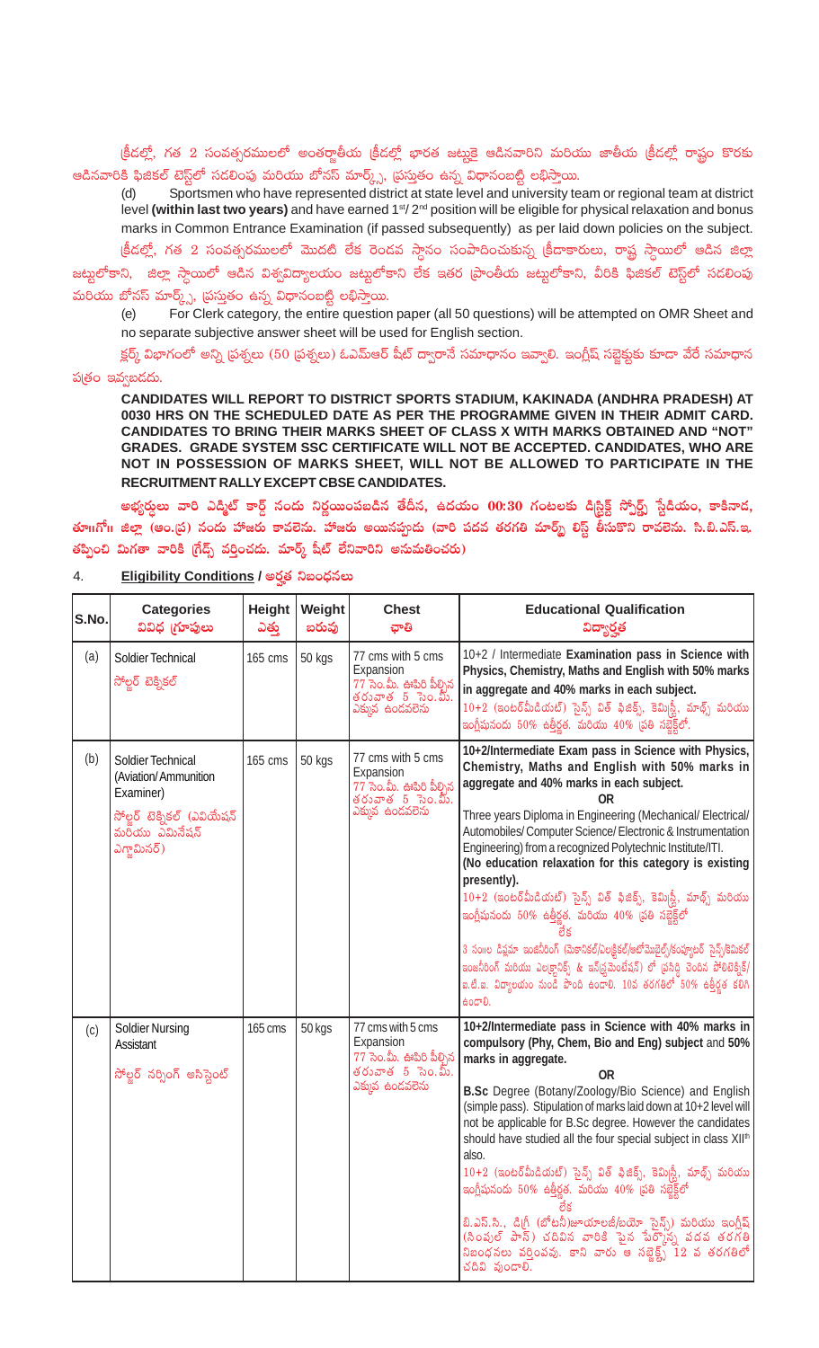క్రీడల్లో, గత 2 సంవత్సరములలో అంతర్జాతీయ క్రీడల్లో భారత జట్టుకై ఆడినవారిని మరియు జాతీయ క్రీడల్లో రాష్ట్రం కొరకు ఆడినవారికి ఫిజికల్ టెస్ట్‌లో సడలింపు మరియు బోనస్ మార్క్స్, ప్రస్తుతం ఉన్న విధానంబట్టి లభిస్తాయి.

(d) Sportsmen who have represented district at state level and university team or regional team at district level **(within last two years)** and have earned 1st/ 2nd position will be eligible for physical relaxation and bonus marks in Common Entrance Examination (if passed subsequently) as per laid down policies on the subject.

క్రీడల్లో, గత 2 సంవత్సరములలో మొదటి లేక రెండవ స్థానం సంపాదించుకున్న క్రీడాకారులు, రాష్ట్ర స్థాయిలో ఆడిన జిల్లా జట్టులోకాని, జిల్లా స్థాయిలో ఆడిన విశ్వవిద్యాలయం జట్టులోకాని లేక ఇతర ప్రాంతీయ జట్టులోకాని, వీరికి ఫిజికల్ టెస్ట్‌లో సడలింపు మరియు బోనస్ మార్క్స్, ప్రస్తుతం ఉన్న విధానంబట్టి లభిస్తాయి.

(e) For Clerk category, the entire question paper (all 50 questions) will be attempted on OMR Sheet and no separate subjective answer sheet will be used for English section.

క్లర్క్ విభాగంలో అన్ని ప్రశ్నలు (50 ప్రశ్నలు) ఓ.ఎమ్.ఆర్ షీట్ ద్వారానే సమాధానం ఇవ్వాలి. ఇంగ్లీష్ సబ్జెక్టుకు కూడా వేరే సమాధాన పత్రం ఇవ్వబడదు.

**CANDIDATES WILL REPORT TO DISTRICT SPORTS STADIUM, KAKINADA (ANDHRA PRADESH) AT 0030 HRS ON THE SCHEDULED DATE AS PER THE PROGRAMME GIVEN IN THEIR ADMIT CARD. CANDIDATES TO BRING THEIR MARKS SHEET OF CLASS X WITH MARKS OBTAINED AND "NOT" GRADES. GRADE SYSTEM SSC CERTIFICATE WILL NOT BE ACCEPTED. CANDIDATES, WHO ARE NOT IN POSSESSION OF MARKS SHEET, WILL NOT BE ALLOWED TO PARTICIPATE IN THE RECRUITMENT RALLY EXCEPT CBSE CANDIDATES.**

**అభ్యర్థులు వారి ఎడ్మిట్ కార్డ్ నందు నిర్ణయింపబడిన తేదీన, ఉదయం 00:30 గంటలకు డిస్ట్రిక్ట్ స్పోర్ట్స్ స్టేడియం, కాకినాడ, తూ॥గో॥ జిల్లా (ఆం.ప్ర) నందు హాజరు కావలెను. హాజరు అయినప్పుడు (వారి పదవ తరగతి మార్క్స్ లిస్ట్ తీసుకొని రావలెను. సి.బి.ఎస్.ఇ. తప్పించి మిగతా వారికి గ్రేడ్స్ వర్తించదు. మార్క్స్ షీట్ లేనివారిని అనుమతించరు)**

4. **Eligibility Conditions / అర్హత నిబంధనలు**

| S.No. | Categories<br>వివిధ గ్రూపులు | Height<br>ఎత్తు | Weight<br>బరువు | Chest<br>ఛాతి | Educational Qualification<br>విద్యార్హత |
|---|---|---|---|---|---|
| (a) | Soldier Technical<br>సోల్జర్ టెక్నికల్ | 165 cms | 50 kgs | 77 cms with 5 cms Expansion<br>77 సెం.మీ. ఊపిరి పీల్చిన తరువాత 5 సెం.మీ. ఎక్కువ ఉండవలెను | 10+2 / Intermediate **Examination pass in Science with Physics, Chemistry, Maths and English with 50% marks in aggregate and 40% marks in each subject.**<br>10+2 (ఇంటర్‌మీడియట్) సైన్స్ విత్ ఫిజిక్స్, కెమిస్ట్రీ, మాథ్స్ మరియు ఇంగ్లీషునందు 50% ఉత్తీర్ణత. మరియు 40% ప్రతి సబ్జెక్ట్‌లో. |
| (b) | Soldier Technical (Aviation/ Ammunition Examiner)<br>సోల్జర్ టెక్నికల్ (ఎవియేషన్ మరియు ఎమినేషన్ ఎగ్జామినర్) | 165 cms | 50 kgs | 77 cms with 5 cms Expansion<br>77 సెం.మీ. ఊపిరి పీల్చిన తరువాత 5 సెం.మీ. ఎక్కువ ఉండవలెను | **10+2/Intermediate Exam pass in Science with Physics, Chemistry, Maths and English with 50% marks in aggregate and 40% marks in each subject.**<br>**OR**<br>Three years Diploma in Engineering (Mechanical/ Electrical/ Automobiles/ Computer Science/ Electronic & Instrumentation Engineering) from a recognized Polytechnic Institute/ITI.<br>**(No education relaxation for this category is existing presently).**<br>10+2 (ఇంటర్‌మీడియట్) సైన్స్ విత్ ఫిజిక్స్, కెమిస్ట్రీ, మాథ్స్ మరియు ఇంగ్లీషునందు 50% ఉత్తీర్ణత. మరియు 40% ప్రతి సబ్జెక్ట్‌లో<br>లేక<br>3 సం॥ల డిప్లమా ఇంజినీరింగ్ (మెకానికల్/ఎలక్ట్రికల్/ఆటోమొబైల్/కంప్యూటర్ సైన్స్/కెమికల్ ఇంజనీరింగ్ మరియు ఎలక్ట్రానిక్స్ & ఇన్‌స్ట్రుమెంటేషన్) లో ప్రసిద్ధి చెందిన పోలిటెక్నిక్/ ఐ.టి.ఐ. విద్యాలయం నుండి పొంది ఉండాలి. 10వ తరగతిలో 50% ఉత్తీర్ణత కలిగి ఉండాలి. |
| (c) | Soldier Nursing Assistant<br>సోల్జర్ నర్సింగ్ అసిస్టెంట్ | 165 cms | 50 kgs | 77 cms with 5 cms Expansion<br>77 సెం.మీ. ఊపిరి పీల్చిన తరువాత 5 సెం.మీ. ఎక్కువ ఉండవలెను | **10+2/Intermediate pass in Science with 40% marks in compulsory (Phy, Chem, Bio and Eng) subject** and **50% marks in aggregate.**<br>**OR**<br>**B.Sc** Degree (Botany/Zoology/Bio Science) and English (simple pass). Stipulation of marks laid down at 10+2 level will not be applicable for B.Sc degree. However the candidates should have studied all the four special subject in class XIIth also.<br>10+2 (ఇంటర్‌మీడియట్) సైన్స్ విత్ ఫిజిక్స్, కెమిస్ట్రీ, మాథ్స్ మరియు ఇంగ్లీషునందు 50% ఉత్తీర్ణత. మరియు 40% ప్రతి సబ్జెక్ట్‌లో<br>లేక<br>బి.ఎస్.సి., డిగ్రీ (బోటనీ/జూయాలజీ/బయో సైన్స్) మరియు ఇంగ్లీష్ (సింపుల్ పాస్) చదివిన వారికి పైన పేర్కొన్న పదవ తరగతి నిబంధనలు వర్తించవు. కాని వారు ఆ సబ్జెక్ట్స్ 12 వ తరగతిలో చదివి వుండాలి. |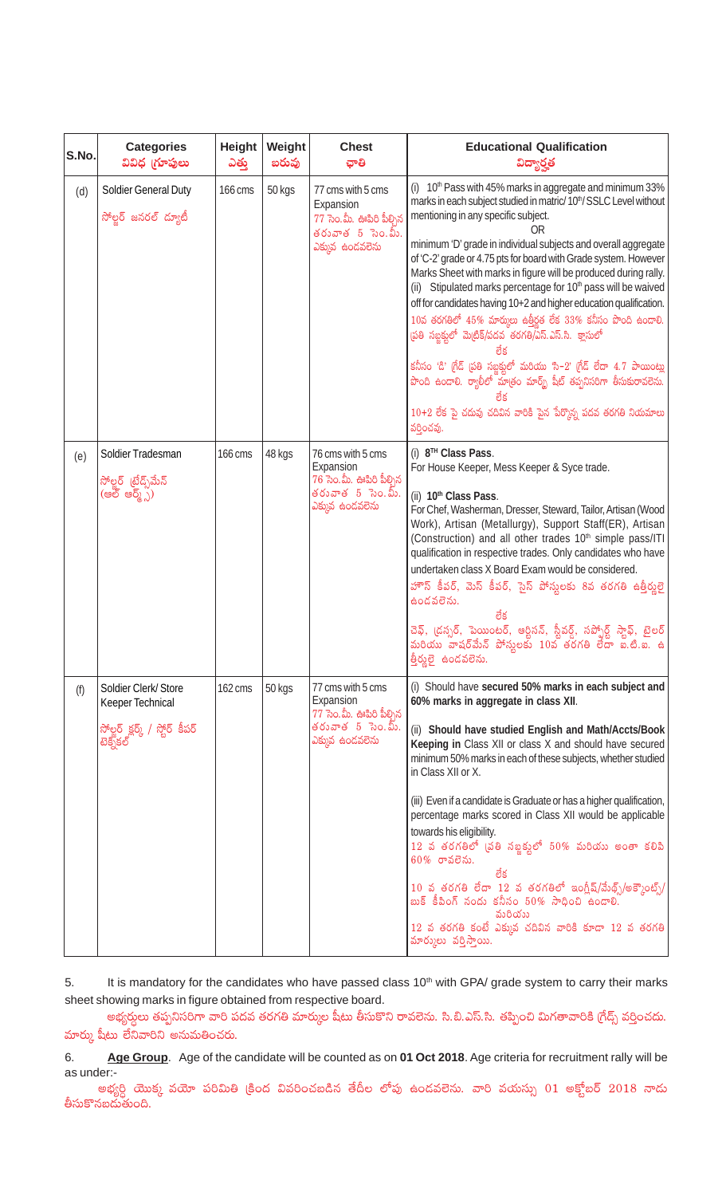| S.No. | Categories<br>వివిధ గ్రూపులు | Height<br>ఎత్తు | Weight<br>బరువు | Chest<br>ఛాతి | Educational Qualification<br>విద్యార్హత |
|---|---|---|---|---|---|
| (d) | Soldier General Duty<br>సోల్జర్ జనరల్ డ్యూటీ | 166 cms | 50 kgs | 77 cms with 5 cms Expansion<br>77 సెం.మీ. ఊపిరి పీల్చిన తరువాత 5 సెం.మీ. ఎక్కువ ఉండవలెను | (i) 10th Pass with 45% marks in aggregate and minimum 33% marks in each subject studied in matric/ 10th/ SSLC Level without mentioning in any specific subject.<br>OR<br>minimum 'D' grade in individual subjects and overall aggregate of 'C-2' grade or 4.75 pts for board with Grade system. However Marks Sheet with marks in figure will be produced during rally.<br>(ii) Stipulated marks percentage for 10th pass will be waived off for candidates having 10+2 and higher education qualification.<br>10వ తరగతిలో 45% మార్కులు ఉత్తీర్ణత లేక 33% కనీసం పొంది ఉండాలి. ప్రతి సబ్జక్టులో మెట్రిక్/పదవ తరగతి/ఎస్.ఎస్.సి. క్లాసులో<br>లేక<br>కనీసం 'డి' గ్రేడ్ ప్రతి సబ్జక్టులో మరియు సి-2' గ్రేడ్ లేదా 4.7 పాయింట్లు పొంది ఉండాలి. ర్యాలీలో మాత్రం మార్క్స్ షీట్ తప్పనిసరిగా తీసుకురావలెను.<br>లేక<br>10+2 లేక పై చదువు చదివిన వారికి పైన పేర్కొన్న పదవ తరగతి నియమాలు వర్తించవు. |
| (e) | Soldier Tradesman<br>సోల్జర్ ట్రేడ్స్‌మేన్ (ఆల్ ఆర్మ్స్) | 166 cms | 48 kgs | 76 cms with 5 cms Expansion<br>76 సెం.మీ. ఊపిరి పీల్చిన తరువాత 5 సెం.మీ. ఎక్కువ ఉండవలెను | (i) **8TH Class Pass**.<br>For House Keeper, Mess Keeper & Syce trade.<br><br>(ii) **10th Class Pass**.<br>For Chef, Washerman, Dresser, Steward, Tailor, Artisan (Wood Work), Artisan (Metallurgy), Support Staff(ER), Artisan (Construction) and all other trades 10th simple pass/ITI qualification in respective trades. Only candidates who have undertaken class X Board Exam would be considered.<br>హౌస్ కీపర్, మెస్ కీపర్, సైస్ పోస్టులకు 8వ తరగతి ఉత్తీర్ణులై ఉండవలెను.<br>లేక<br>చెఫ్, డ్రస్సర్, పెయింటర్, ఆర్టిసన్, స్టీవర్డ్, సపోర్ట్ స్టాఫ్, టైలర్ మరియు వాషర్‌మేన్ పోస్టులకు 10వ తరగతి లేదా ఐ.టి.ఐ. ఉత్తీర్ణులై ఉండవలెను. |
| (f) | Soldier Clerk/ Store Keeper Technical<br>సోల్జర్ క్లర్క్ / స్టోర్ కీపర్ టెక్నికల్ | 162 cms | 50 kgs | 77 cms with 5 cms Expansion<br>77 సెం.మీ. ఊపిరి పీల్చిన తరువాత 5 సెం.మీ. ఎక్కువ ఉండవలెను | (i) Should have **secured 50% marks in each subject and 60% marks in aggregate in class XII**.<br><br>(ii) **Should have studied English and Math/Accts/Book Keeping in** Class XII or class X and should have secured minimum 50% marks in each of these subjects, whether studied in Class XII or X.<br><br>(iii) Even if a candidate is Graduate or has a higher qualification, percentage marks scored in Class XII would be applicable towards his eligibility.<br>12 వ తరగతిలో ప్రతి సబ్జక్టులో 50% మరియు అంతా కలిపి 60% రావలెను.<br>లేక<br>10 వ తరగతి లేదా 12 వ తరగతిలో ఇంగ్లీష్/మేథ్స్/అక్కౌంట్స్/ బుక్ కీపింగ్ నందు కనీసం 50% సాధించి ఉండాలి.<br>మరియు<br>12 వ తరగతి కంటే ఎక్కువ చదివిన వారికి కూడా 12 వ తరగతి మార్కులు వర్తిస్తాయి. |

5. It is mandatory for the candidates who have passed class 10th with GPA/ grade system to carry their marks sheet showing marks in figure obtained from respective board.

అభ్యర్థులు తప్పనిసరిగా వారి పదవ తరగతి మార్కుల షీటు తీసుకొని రావలెను. సి.బి.ఎస్.సి. తప్పించి మిగతావారికి గ్రేడ్స్ వర్తించదు. మార్కు షీటు లేనివారిని అనుమతించరు.

6. **Age Group**. Age of the candidate will be counted as on **01 Oct 2018**. Age criteria for recruitment rally will be as under:-

అభ్యర్థి యొక్క వయో పరిమితి క్రింద వివరించబడిన తేదీల లోపు ఉండవలెను. వారి వయస్సు 01 అక్టోబర్ 2018 నాడు తీసుకొనబడుతుంది.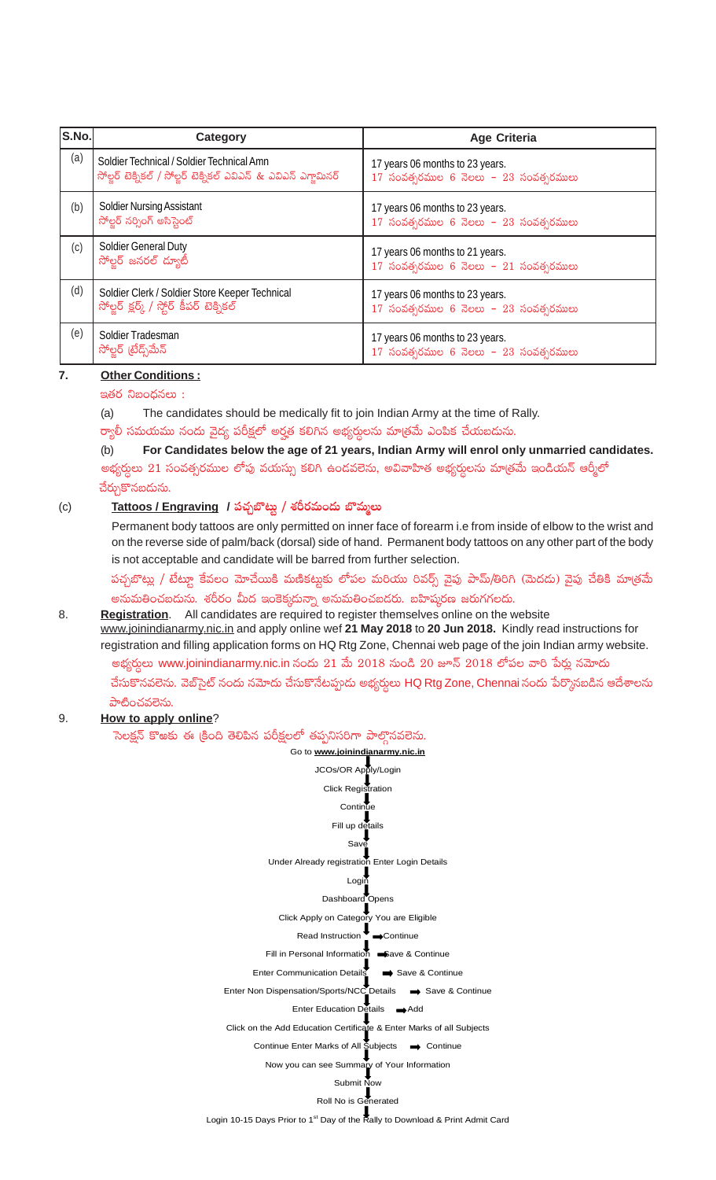| S.No. | Category | Age Criteria |
|---|---|---|
| (a) | Soldier Technical / Soldier Technical Amn<br>సోల్జర్ టెక్నికల్ / సోల్జర్ టెక్నికల్ ఎవిఎన్ & ఎవిఎన్ ఎగ్జామినర్ | 17 years 06 months to 23 years.<br>17 సంవత్సరముల 6 నెలలు - 23 సంవత్సరములు |
| (b) | Soldier Nursing Assistant<br>సోల్జర్ నర్సింగ్ అసిస్టెంట్ | 17 years 06 months to 23 years.<br>17 సంవత్సరముల 6 నెలలు - 23 సంవత్సరములు |
| (c) | Soldier General Duty<br>సోల్జర్ జనరల్ డ్యూటీ | 17 years 06 months to 21 years.<br>17 సంవత్సరముల 6 నెలలు - 21 సంవత్సరములు |
| (d) | Soldier Clerk / Soldier Store Keeper Technical<br>సోల్జర్ క్లర్క్ / స్టోర్ కీపర్ టెక్నికల్ | 17 years 06 months to 23 years.<br>17 సంవత్సరముల 6 నెలలు - 23 సంవత్సరములు |
| (e) | Soldier Tradesman<br>సోల్జర్ ట్రేడ్స్‌మేన్ | 17 years 06 months to 23 years.<br>17 సంవత్సరముల 6 నెలలు - 23 సంవత్సరములు |

**7. Other Conditions :**

ఇతర నిబంధనలు :

(a) The candidates should be medically fit to join Indian Army at the time of Rally.

ర్యాలీ సమయము నందు వైద్య పరీక్షలో అర్హత కలిగిన అభ్యర్థులను మాత్రమే ఎంపిక చేయబడును.

(b) **For Candidates below the age of 21 years, Indian Army will enrol only unmarried candidates.**

అభ్యర్థులు 21 సంవత్సరముల లోపు వయస్సు కలిగి ఉండవలెను, అవివాహిత అభ్యర్థులను మాత్రమే ఇండియన్ ఆర్మీలో చేర్చుకొనబడును.

(c) **Tattoos / Engraving / పచ్చబొట్లు / శరీరమందు బొమ్మలు**

Permanent body tattoos are only permitted on inner face of forearm i.e from inside of elbow to the wrist and on the reverse side of palm/back (dorsal) side of hand. Permanent body tattoos on any other part of the body is not acceptable and candidate will be barred from further selection.

పచ్చబొట్లు / టేట్టూ కేవలం మోచేయికి మణికట్టుకు లోపల మరియు రివర్స్ వైపు పామ్/తిరిగి (మెదడు) వైపు చేతికి మాత్రమే అనుమతించబడును. శరీరం మీద ఇంకెక్కడున్నా అనుమతించబడదు. బహిష్కరణ జరుగగలదు.

8. **Registration**. All candidates are required to register themselves online on the website www.joinindianarmy.nic.in and apply online wef **21 May 2018** to **20 Jun 2018.** Kindly read instructions for registration and filling application forms on HQ Rtg Zone, Chennai web page of the join Indian army website.

అభ్యర్థులు www.joinindianarmy.nic.in నందు 21 మే 2018 నుండి 20 జూన్ 2018 లోపల వారి పేర్లు నమోదు చేసుకొనవలెను. వెబ్‌సైట్ నందు నమోదు చేసుకొనేటప్పుడు అభ్యర్థులు HQ Rtg Zone, Chennai నందు పేర్కొనబడిన ఆదేశాలను పాటించవలెను.

9. **How to apply online**?

సెలక్షన్ కొఱకు ఈ క్రింది తెలిపిన పరీక్షలలో తప్పనిసరిగా పాల్గొనవలెను.

Go to **www.joinindianarmy.nic.in**
↓
JCOs/OR Apply/Login
↓
Click Registration
↓
Continue
↓
Fill up details
↓
Save
↓
Under Already registration Enter Login Details
↓
Login
↓
Dashboard Opens
↓
Click Apply on Category You are Eligible
↓
Read Instruction → Continue
↓
Fill in Personal Information → Save & Continue
↓
Enter Communication Details → Save & Continue
↓
Enter Non Dispensation/Sports/NCC Details → Save & Continue
↓
Enter Education Details → Add
↓
Click on the Add Education Certificate & Enter Marks of all Subjects
↓
Continue Enter Marks of All Subjects → Continue
↓
Now you can see Summary of Your Information
↓
Submit Now
↓
Roll No is Generated
↓
Login 10-15 Days Prior to 1st Day of the Rally to Download & Print Admit Card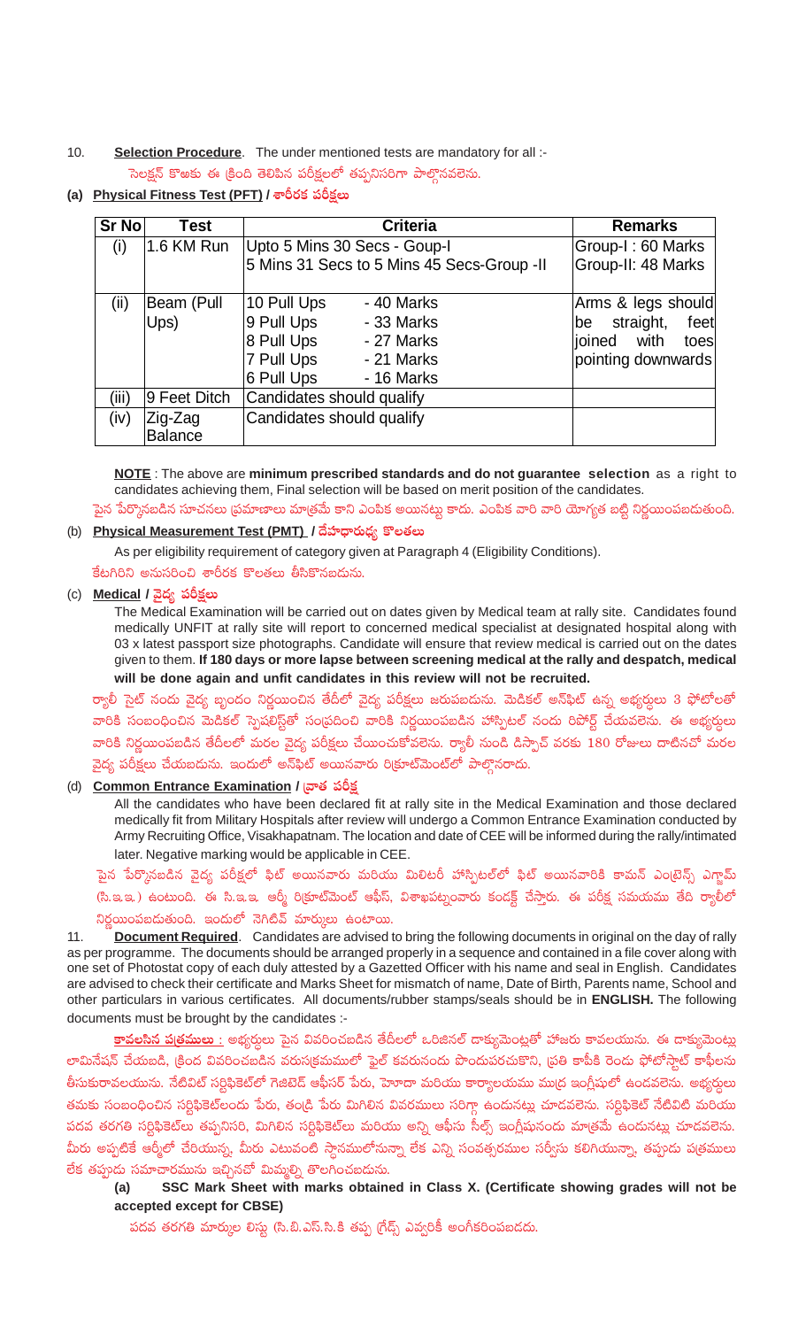10. **Selection Procedure**. The under mentioned tests are mandatory for all :-

సెలక్షన్ కొఱకు ఈ క్రింది తెలిపిన పరీక్షలలో తప్పనిసరిగా పాల్గొనవలెను.

**(a) Physical Fitness Test (PFT) / శారీరక పరీక్షలు**

| Sr No | Test | Criteria | Remarks |
|---|---|---|---|
| (i) | 1.6 KM Run | Upto 5 Mins 30 Secs - Goup-I<br>5 Mins 31 Secs to 5 Mins 45 Secs-Group -II | Group-I : 60 Marks<br>Group-II: 48 Marks |
| (ii) | Beam (Pull Ups) | 10 Pull Ups - 40 Marks<br>9 Pull Ups - 33 Marks<br>8 Pull Ups - 27 Marks<br>7 Pull Ups - 21 Marks<br>6 Pull Ups - 16 Marks | Arms & legs should be straight, feet joined with toes pointing downwards |
| (iii) | 9 Feet Ditch | Candidates should qualify | |
| (iv) | Zig-Zag Balance | Candidates should qualify | |

**NOTE** : The above are **minimum prescribed standards and do not guarantee selection** as a right to candidates achieving them, Final selection will be based on merit position of the candidates.

పైన పేర్కొనబడిన సూచనలు ప్రమాణాలు మాత్రమే కాని ఎంపిక అయినట్లు కాదు. ఎంపిక వారి వారి యోగ్యత బట్టి నిర్ణయింపబడుతుంది.

(b) **Physical Measurement Test (PMT) / దేహధారుఢ్య కొలతలు**

As per eligibility requirement of category given at Paragraph 4 (Eligibility Conditions).

కేటగిరిని అనుసరించి శారీరక కొలతలు తీసికొనబడును.

(c) **Medical / వైద్య పరీక్షలు**

The Medical Examination will be carried out on dates given by Medical team at rally site. Candidates found medically UNFIT at rally site will report to concerned medical specialist at designated hospital along with 03 x latest passport size photographs. Candidate will ensure that review medical is carried out on the dates given to them. **If 180 days or more lapse between screening medical at the rally and despatch, medical will be done again and unfit candidates in this review will not be recruited.**

ర్యాలీ సైట్ నందు వైద్య బృందం నిర్ణయించిన తేదీలో వైద్య పరీక్షలు జరుపబడును. మెడికల్ అన్‌ఫిట్ ఉన్న అభ్యర్థులు 3 ఫోటోలతో వారికి సంబంధించిన మెడికల్ స్పెషలిస్ట్‌తో సంప్రదించి వారికి నిర్ణయింపబడిన హాస్పిటల్ నందు రిపోర్ట్ చేయవలెను. ఈ అభ్యర్థులు వారికి నిర్ణయింపబడిన తేదీలలో మరల వైద్య పరీక్షలు చేయించుకోవలెను. ర్యాలీ నుండి డిస్పాచ్ వరకు 180 రోజులు దాటినచో మరల వైద్య పరీక్షలు చేయబడును. ఇందులో అన్‌ఫిట్ అయినవారు రిక్రూట్‌మెంట్‌లో పాల్గొనరాదు.

(d) **Common Entrance Examination / వ్రాత పరీక్ష**

All the candidates who have been declared fit at rally site in the Medical Examination and those declared medically fit from Military Hospitals after review will undergo a Common Entrance Examination conducted by Army Recruiting Office, Visakhapatnam. The location and date of CEE will be informed during the rally/intimated later. Negative marking would be applicable in CEE.

పైన పేర్కొనబడిన వైద్య పరీక్షలో ఫిట్ అయినవారు మరియు మిలిటరీ హాస్పిటల్‌లో ఫిట్ అయినవారికి కామన్ ఎంట్రెన్స్ ఎగ్జామ్ (సి.ఇ.ఇ.) ఉంటుంది. ఈ సి.ఇ.ఇ. ఆర్మీ రిక్రూట్‌మెంట్ ఆఫీస్, విశాఖపట్నంవారు కండక్ట్ చేస్తారు. ఈ పరీక్ష సమయము తేది ర్యాలీలో నిర్ణయింపబడుతుంది. ఇందులో నెగిటివ్ మార్కులు ఉంటాయి.

11. **Document Required**. Candidates are advised to bring the following documents in original on the day of rally as per programme. The documents should be arranged properly in a sequence and contained in a file cover along with one set of Photostat copy of each duly attested by a Gazetted Officer with his name and seal in English. Candidates are advised to check their certificate and Marks Sheet for mismatch of name, Date of Birth, Parents name, School and other particulars in various certificates. All documents/rubber stamps/seals should be in **ENGLISH.** The following documents must be brought by the candidates :-

**కావలసిన పత్రములు** : అభ్యర్థులు పైన వివరించబడిన తేదీలలో ఒరిజినల్ డాక్యుమెంట్లతో హాజరు కావలయును. ఈ డాక్యుమెంట్లు లామినేషన్ చేయబడి, క్రింద వివరించబడిన వరుసక్రమములో ఫైల్ కవరునందు పొందుపరచుకొని, ప్రతి కాపీకి రెండు ఫోటోస్టాట్ కాపీలను తీసుకురావలయును. నేటివిట్ సర్టిఫికెట్‌లో గెజిటెడ్ ఆఫీసర్ పేరు, హోదా మరియు కార్యాలయము ముద్ర ఇంగ్లీషులో ఉండవలెను. అభ్యర్థులు తమకు సంబంధించిన సర్టిఫికెట్‌లందు పేరు, తండ్రి పేరు మిగిలిన వివరములు సరిగ్గా ఉండునట్లు చూడవలెను. సర్టిఫికెట్ నేటివిటి మరియు పదవ తరగతి సర్టిఫికెట్‌లు తప్పనిసరి, మిగిలిన సర్టిఫికెట్‌లు మరియు అన్ని ఆఫీసు సీల్స్ ఇంగ్లీషునందు మాత్రమే ఉండునట్లు చూడవలెను. మీరు అప్పటికే ఆర్మీలో చేరియున్న, మీరు ఎటువంటి స్థానములోనున్నా లేక ఎన్ని సంవత్సరముల సర్వీసు కలిగియున్నా, తప్పుడు పత్రములు లేక తప్పుడు సమాచారమును ఇచ్చినచో మిమ్మల్ని తొలగించబడును.

**(a) SSC Mark Sheet with marks obtained in Class X. (Certificate showing grades will not be accepted except for CBSE)**

పదవ తరగతి మార్కుల లిస్టు (సి.బి.ఎస్.సి.కి తప్ప గ్రేడ్స్ ఎవ్వరికీ అంగీకరింపబడదు.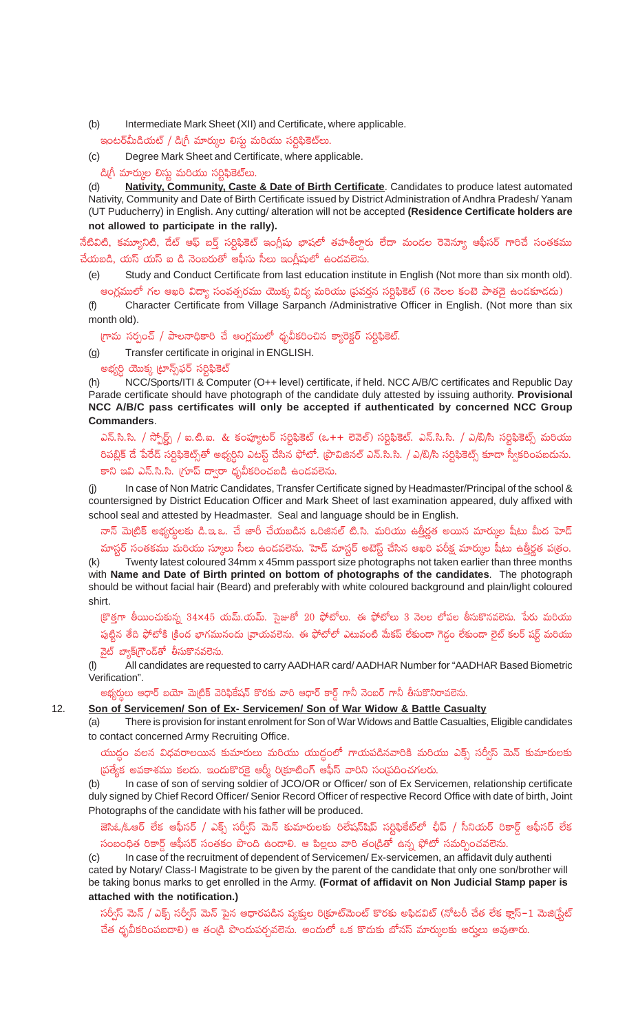(b) Intermediate Mark Sheet (XII) and Certificate, where applicable.

ఇంటర్‌మీడియట్ / డిగ్రీ మార్కుల లిస్టు మరియు సర్టిఫికెట్లు.

(c) Degree Mark Sheet and Certificate, where applicable.

డిగ్రీ మార్కుల లిస్టు మరియు సర్టిఫికెట్లు.

(d) **Nativity, Community, Caste & Date of Birth Certificate**. Candidates to produce latest automated Nativity, Community and Date of Birth Certificate issued by District Administration of Andhra Pradesh/ Yanam (UT Puducherry) in English. Any cutting/ alteration will not be accepted **(Residence Certificate holders are not allowed to participate in the rally).**

నేటివిటి, కమ్యూనిటి, డేట్ ఆఫ్ బర్త్ సర్టిఫికెట్ ఇంగ్లీషు భాషలో తహశీల్దారు లేదా మండల రెవెన్యూ ఆఫీసర్ గారిచే సంతకము చేయబడి, యస్ యస్ ఐ డి నెంబరుతో ఆఫీసు సీలు ఇంగ్లీషులో ఉండవలెను.

(e) Study and Conduct Certificate from last education institute in English (Not more than six month old).

ఆంగ్లములో గల ఆఖరి విద్యా సంవత్సరము యొక్క విద్య మరియు ప్రవర్తన సర్టిఫికెట్ (6 నెలల కంటె పాతదై ఉండకూడదు)

(f) Character Certificate from Village Sarpanch /Administrative Officer in English. (Not more than six month old).

గ్రామ సర్పంచ్ / పాలనాధికారి చే ఆంగ్లములో ధృవీకరించిన క్యారెక్టర్ సర్టిఫికెట్.

(g) Transfer certificate in original in ENGLISH.

అభ్యర్థి యొక్క ట్రాన్స్‌ఫర్ సర్టిఫికెట్

(h) NCC/Sports/ITI & Computer (O++ level) certificate, if held. NCC A/B/C certificates and Republic Day Parade certificate should have photograph of the candidate duly attested by issuing authority. **Provisional NCC A/B/C pass certificates will only be accepted if authenticated by concerned NCC Group Commanders**.

ఎన్.సి.సి. / స్పోర్ట్స్ / ఐ.టి.ఐ. & కంప్యూటర్ సర్టిఫికెట్ (ఒ++ లెవెల్) సర్టిఫికెట్. ఎన్.సి.సి. / ఎ/బి/సి సర్టిఫికెట్స్ మరియు రిపబ్లిక్ డే పేరేడ్ సర్టిఫికెట్స్‌తో అభ్యర్థిని ఎటస్ట్ చేసిన ఫోటో. ప్రొవిజనల్ ఎన్.సి.సి. / ఎ/బి/సి సర్టిఫికెట్స్ కూడా స్వీకరింపబడును. కాని ఇవి ఎన్.సి.సి. గ్రూప్ ద్వారా ధృవీకరించబడి ఉండవలెను.

(j) In case of Non Matric Candidates, Transfer Certificate signed by Headmaster/Principal of the school & countersigned by District Education Officer and Mark Sheet of last examination appeared, duly affixed with school seal and attested by Headmaster. Seal and language should be in English.

నాన్ మెట్రిక్ అభ్యర్థులకు డి.ఇ.ఒ. చే జారీ చేయబడిన ఒరిజినల్ టి.సి. మరియు ఉత్తీర్ణత అయిన మార్కుల షీటు మీద హెడ్ మాస్టర్ సంతకము మరియు స్కూలు సీలు ఉండవలెను. హెడ్ మాస్టర్ అటెస్ట్ చేసిన ఆఖరి పరీక్ష మార్కుల షీటు ఉత్తీర్ణత పత్రం.

(k) Twenty latest coloured 34mm x 45mm passport size photographs not taken earlier than three months with **Name and Date of Birth printed on bottom of photographs of the candidates**. The photograph should be without facial hair (Beard) and preferably with white coloured background and plain/light coloured shirt.

క్రొత్తగా తీయించుకున్న 34×45 యమ్.యమ్. సైజుతో 20 ఫోటోలు. ఈ ఫోటోలు 3 నెలల లోపల తీసుకొనవలెను. పేరు మరియు పుట్టిన తేది ఫోటోకి క్రింద భాగమునందు వ్రాయవలెను. ఈ ఫోటోలో ఎటువంటి మేకప్ లేకుండా గెడ్డం లేకుండా లైట్ కలర్ షర్ట్ మరియు వైట్ బ్యాక్‌గ్రౌండ్‌తో తీసుకొనవలెను.

(l) All candidates are requested to carry AADHAR card/ AADHAR Number for "AADHAR Based Biometric Verification".

అభ్యర్థులు ఆధార్ బయో మెట్రిక్ వెరిఫికేషన్ కొరకు వారి ఆధార్ కార్డ్ గానీ నెంబర్ గానీ తీసుకొనిరావలెను.

12. **Son of Servicemen/ Son of Ex- Servicemen/ Son of War Widow & Battle Casualty**

(a) There is provision for instant enrolment for Son of War Widows and Battle Casualties, Eligible candidates to contact concerned Army Recruiting Office.

యుద్ధం వలన విధవరాలయిన కుమారులు మరియు యుద్ధంలో గాయపడినవారికి మరియు ఎక్స్ సర్వీస్ మెన్ కుమారులకు ప్రత్యేక అవకాశము కలదు. ఇందుకొరకై ఆర్మీ రిక్రూటింగ్ ఆఫీస్ వారిని సంప్రదించగలరు.

(b) In case of son of serving soldier of JCO/OR or Officer/ son of Ex Servicemen, relationship certificate duly signed by Chief Record Officer/ Senior Record Officer of respective Record Office with date of birth, Joint Photographs of the candidate with his father will be produced.

జెసిఓ/ఓఆర్ లేక ఆఫీసర్ / ఎక్స్ సర్వీస్ మెన్ కుమారులకు రిలేషన్‌షిప్ సర్టిఫికేట్‌లో చీఫ్ / సీనియర్ రికార్డ్ ఆఫీసర్ లేక సంబంధిత రికార్డ్ ఆఫీసర్ సంతకం పొంది ఉండాలి. ఆ పిల్లలు వారి తండ్రితో ఉన్న ఫోటో సమర్పించవలెను.

(c) In case of the recruitment of dependent of Servicemen/ Ex-servicemen, an affidavit duly authenticated by Notary/ Class-I Magistrate to be given by the parent of the candidate that only one son/brother will be taking bonus marks to get enrolled in the Army. **(Format of affidavit on Non Judicial Stamp paper is attached with the notification.)**

సర్వీస్ మెన్ / ఎక్స్ సర్వీస్ మెన్ పైన ఆధారపడిన వ్యక్తుల రిక్రూట్‌మెంట్ కొరకు అఫిడవిట్ (నోటరీ చేత లేక క్లాస్-1 మెజిస్ట్రేట్ చేత ధృవీకరింపబడాలి) ఆ తండ్రి పొందుపర్చవలెను. అందులో ఒక కొడుకు బోనస్ మార్కులకు అర్హులు అవుతారు.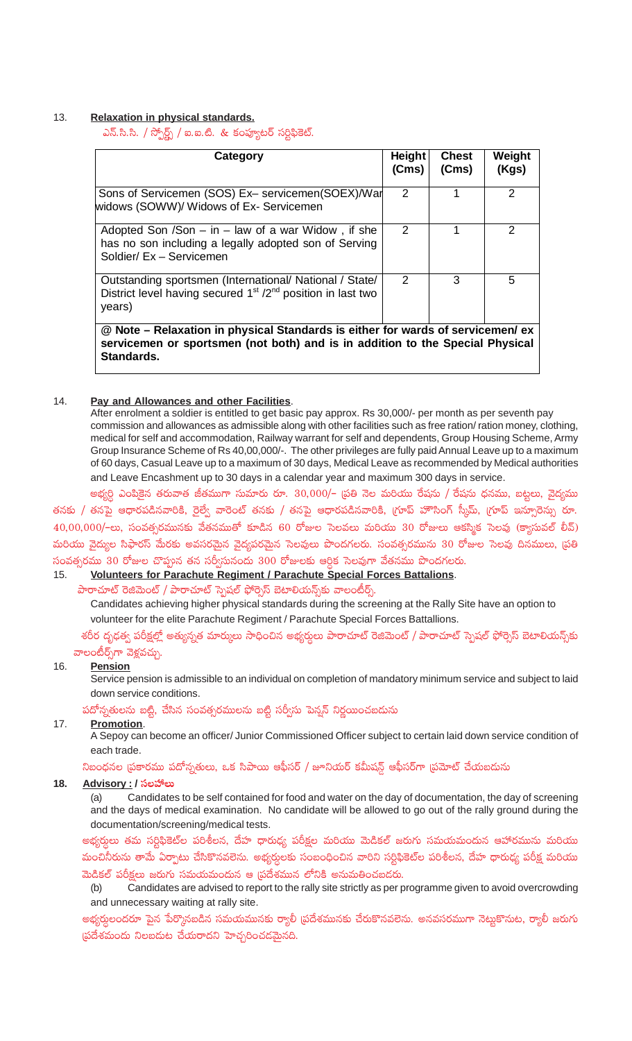13. **Relaxation in physical standards.**

ఎన్.సి.సి. / స్పోర్ట్స్ / ఐ.ఐ.టి. & కంప్యూటర్ సర్టిఫికెట్.

| Category | Height (Cms) | Chest (Cms) | Weight (Kgs) |
|---|---|---|---|
| Sons of Servicemen (SOS) Ex– servicemen(SOEX)/War widows (SOWW)/ Widows of Ex- Servicemen | 2 | 1 | 2 |
| Adopted Son /Son – in – law of a war Widow , if she has no son including a legally adopted son of Serving Soldier/ Ex – Servicemen | 2 | 1 | 2 |
| Outstanding sportsmen (International/ National / State/ District level having secured 1st /2nd position in last two years) | 2 | 3 | 5 |
| **@ Note – Relaxation in physical Standards is either for wards of servicemen/ ex servicemen or sportsmen (not both) and is in addition to the Special Physical Standards.** | | | |

14. **Pay and Allowances and other Facilities**.

After enrolment a soldier is entitled to get basic pay approx. Rs 30,000/- per month as per seventh pay commission and allowances as admissible along with other facilities such as free ration/ ration money, clothing, medical for self and accommodation, Railway warrant for self and dependents, Group Housing Scheme, Army Group Insurance Scheme of Rs 40,00,000/-. The other privileges are fully paid Annual Leave up to a maximum of 60 days, Casual Leave up to a maximum of 30 days, Medical Leave as recommended by Medical authorities and Leave Encashment up to 30 days in a calendar year and maximum 300 days in service.

అభ్యర్థి ఎంపికైన తరువాత జీతముగా సుమారు రూ. 30,000/– ప్రతి నెల మరియు రేషను / రేషను ధనము, బట్టలు, వైద్యము తనకు / తనపై ఆధారపడినవారికి, రైల్వే వారెంట్ తనకు / తనపై ఆధారపడినవారికి, గ్రూప్ హౌసింగ్ స్కీమ్, గ్రూప్ ఇన్సూరెన్సు రూ. 40,00,000/-లు, సంవత్సరమునకు వేతనముతో కూడిన 60 రోజుల సెలవులు మరియు 30 రోజులు ఆకస్మిక సెలవు (క్యాసువల్ లీవ్) మరియు వైద్యుల సిఫారస్ మేరకు అవసరమైన వైద్యపరమైన సెలవులు పొందగలరు. సంవత్సరమును 30 రోజుల సెలవు దినములు, ప్రతి సంవత్సరము 30 రోజుల చొప్పున తన సర్వీసునందు 300 రోజులకు ఆర్థిక సెలవుగా వేతనము పొందగలరు.

15. **Volunteers for Parachute Regiment / Parachute Special Forces Battalions**.

పారాచూట్ రెజిమెంట్ / పారాచూట్ స్పెషల్ ఫోర్సెస్ బెటాలియన్స్‌కు వాలంటీర్స్.

Candidates achieving higher physical standards during the screening at the Rally Site have an option to volunteer for the elite Parachute Regiment / Parachute Special Forces Battallions.

శరీర దృఢత్వ పరీక్షల్లో అత్యున్నత మార్కులు సాధించిన అభ్యర్థులు పారాచూట్ రెజిమెంట్ / పారాచూట్ స్పెషల్ ఫోర్సెస్ బెటాలియన్స్‌కు వాలంటీర్స్‌గా వెళ్లవచ్చు.

16. **Pension**

Service pension is admissible to an individual on completion of mandatory minimum service and subject to laid down service conditions.

పదోన్నతులను బట్టి, చేసిన సంవత్సరములను బట్టి సర్వీసు పెన్షన్ నిర్ణయించబడును

17. **Promotion**.

A Sepoy can become an officer/ Junior Commissioned Officer subject to certain laid down service condition of each trade.

నిబంధనల ప్రకారము పదోన్నతులు, ఒక సిపాయి ఆఫీసర్ / జూనియర్ కమీషన్డ్ ఆఫీసర్‌గా ప్రమోట్ చేయబడును

18. **Advisory : / సలహాలు**

(a) Candidates to be self contained for food and water on the day of documentation, the day of screening and the days of medical examination. No candidate will be allowed to go out of the rally ground during the documentation/screening/medical tests.

అభ్యర్థులు తమ సర్టిఫికెట్‌ల పరిశీలన, దేహ ధారుఢ్య పరీక్షల మరియు మెడికల్ జరుగు సమయమందున ఆహారమును మరియు మంచినీరును తామే ఏర్పాటు చేసికొనవలెను. అభ్యర్థులకు సంబంధించిన వారిని సర్టిఫికెట్‌ల పరిశీలన, దేహ ధారుఢ్య పరీక్ష మరియు మెడికల్ పరీక్షలు జరుగు సమయమందున ఆ ప్రదేశమున లోనికి అనుమతించబడరు.

(b) Candidates are advised to report to the rally site strictly as per programme given to avoid overcrowding and unnecessary waiting at rally site.

అభ్యర్థులందరూ పైన పేర్కొనబడిన సమయమునకు ర్యాలీ ప్రదేశమునకు చేరుకొనవలెను. అనవసరముగా నెట్టుకొనుట, ర్యాలీ జరుగు ప్రదేశమందు నిలబడుట చేయరాదని హెచ్చరించడమైనది.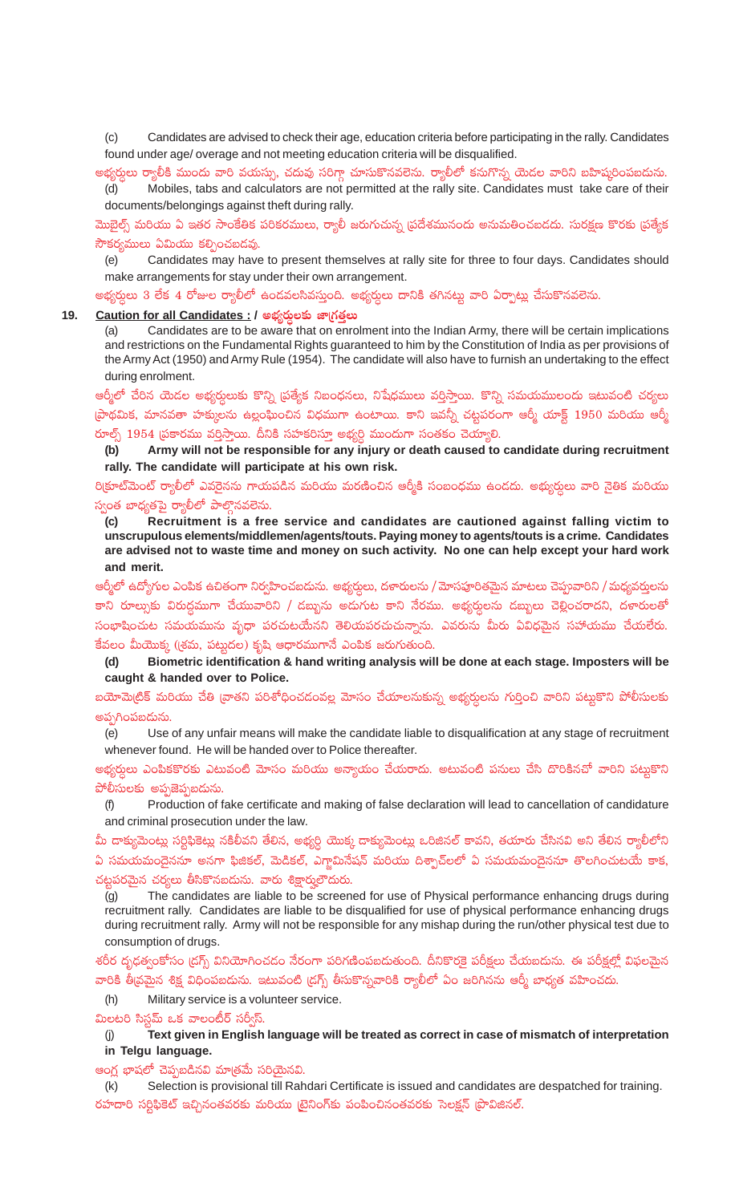(c) Candidates are advised to check their age, education criteria before participating in the rally. Candidates found under age/ overage and not meeting education criteria will be disqualified.

అభ్యర్థులు ర్యాలీకి ముందు వారి వయస్సు, చదువు సరిగ్గా చూసుకొనవలెను. ర్యాలీలో కనుగొన్న యెడల వారిని బహిష్కరింపబడును.

(d) Mobiles, tabs and calculators are not permitted at the rally site. Candidates must take care of their documents/belongings against theft during rally.

మొబైల్స్ మరియు ఏ ఇతర సాంకేతిక పరికరములు, ర్యాలీ జరుగుచున్న ప్రదేశమునందు అనుమతించబడదు. సురక్షణ కొరకు ప్రత్యేక సౌకర్యములు ఏమియు కల్పించబడవు.

(e) Candidates may have to present themselves at rally site for three to four days. Candidates should make arrangements for stay under their own arrangement.

అభ్యర్థులు 3 లేక 4 రోజుల ర్యాలీలో ఉండవలసివస్తుంది. అభ్యర్థులు దానికి తగినట్లు వారి ఏర్పాట్లు చేసుకొనవలెను.

## 19. Caution for all Candidates : / అభ్యర్థులకు జాగ్రత్తలు

(a) Candidates are to be aware that on enrolment into the Indian Army, there will be certain implications and restrictions on the Fundamental Rights guaranteed to him by the Constitution of India as per provisions of the Army Act (1950) and Army Rule (1954). The candidate will also have to furnish an undertaking to the effect during enrolment.

ఆర్మీలో చేరిన యెడల అభ్యర్థులుకు కొన్ని ప్రత్యేక నిబంధనలు, నిషేధములు వర్తిస్తాయి. కొన్ని సమయములందు ఇటువంటి చర్యలు ప్రాథమిక, మానవతా హక్కులను ఉల్లంఘించిన విధముగా ఉంటాయి. కాని ఇవన్నీ చట్టపరంగా ఆర్మీ యాక్ట్ 1950 మరియు ఆర్మీ రూల్స్ 1954 ప్రకారము వర్తిస్తాయి. దీనికి సహకరిస్తూ అభ్యర్థి ముందుగా సంతకం చెయ్యాలి.

**(b) Army will not be responsible for any injury or death caused to candidate during recruitment rally. The candidate will participate at his own risk.**

రిక్రూట్‌మెంట్ ర్యాలీలో ఎవరైనను గాయపడిన మరియు మరణించిన ఆర్మీకి సంబంధము ఉండదు. అభ్యర్థులు వారి నైతిక మరియు స్వంత బాధ్యతపై ర్యాలీలో పాల్గొనవలెను.

**(c) Recruitment is a free service and candidates are cautioned against falling victim to unscrupulous elements/middlemen/agents/touts. Paying money to agents/touts is a crime. Candidates are advised not to waste time and money on such activity. No one can help except your hard work and merit.**

ఆర్మీలో ఉద్యోగుల ఎంపిక ఉచితంగా నిర్వహించబడును. అభ్యర్థులు, దళారులను / మోసపూరితమైన మాటలు చెప్పువారిని / మధ్యవర్తులను కాని రూల్సుకు విరుద్ధముగా చేయువారిని / డబ్బును అడుగుట కాని నేరము. అభ్యర్థులను డబ్బులు చెల్లించరాదని, దళారులతో సంభాషించుట సమయమును వృధా పరచుటయేనని తెలియపరచుచున్నాను. ఎవరును మీరు ఏవిధమైన సహాయము చేయలేరు. కేవలం మీయొక్క (శ్రమ, పట్టుదల) కృషి ఆధారముగానే ఎంపిక జరుగుతుంది.

**(d) Biometric identification & hand writing analysis will be done at each stage. Imposters will be caught & handed over to Police.**

బయోమెట్రిక్ మరియు చేతి వ్రాతని పరిశోధించడంవల్ల మోసం చేయాలనుకున్న అభ్యర్థులను గుర్తించి వారిని పట్టుకొని పోలీసులకు అప్పగింపబడును.

(e) Use of any unfair means will make the candidate liable to disqualification at any stage of recruitment whenever found. He will be handed over to Police thereafter.

అభ్యర్థులు ఎంపికకొరకు ఎటువంటి మోసం మరియు అన్యాయం చేయరాదు. అటువంటి పనులు చేసి దొరికినచో వారిని పట్టుకొని పోలీసులకు అప్పజెప్పబడును.

(f) Production of fake certificate and making of false declaration will lead to cancellation of candidature and criminal prosecution under the law.

మీ డాక్యుమెంట్లు సర్టిఫికెట్లు నకిలీవని తేలిన, అభ్యర్థి యొక్క డాక్యుమెంట్లు ఒరిజినల్ కావని, తయారు చేసినవి అని తేలిన ర్యాలీలోని ఏ సమయమందైననూ అనగా ఫిజికల్, మెడికల్, ఎగ్జామినేషన్ మరియు డిశ్పాచ్‌లలో ఏ సమయమందైననూ తొలగించుటయే కాక, చట్టపరమైన చర్యలు తీసికొనబడును. వారు శిక్షార్హులౌదురు.

(g) The candidates are liable to be screened for use of Physical performance enhancing drugs during recruitment rally. Candidates are liable to be disqualified for use of physical performance enhancing drugs during recruitment rally. Army will not be responsible for any mishap during the run/other physical test due to consumption of drugs.

శరీర దృఢత్వంకోసం డ్రగ్స్ వినియోగించడం నేరంగా పరిగణింపబడుతుంది. దీనికొరకై పరీక్షలు చేయబడును. ఈ పరీక్షల్లో విఫలమైన వారికి తీవ్రమైన శిక్ష విధింపబడును. ఇటువంటి డ్రగ్స్ తీసుకొన్నవారికి ర్యాలీలో ఏం జరిగినను ఆర్మీ బాధ్యత వహించదు.

(h) Military service is a volunteer service.

మిలటరి సిస్టమ్ ఒక వాలంటీర్ సర్వీస్.

**(j) Text given in English language will be treated as correct in case of mismatch of interpretation in Telgu language.**

ఆంగ్ల భాషలో చెప్పబడినవి మాత్రమే సరియైనవి.

(k) Selection is provisional till Rahdari Certificate is issued and candidates are despatched for training.

రహదారి సర్టిఫికెట్ ఇచ్చినంతవరకు మరియు ట్రైనింగ్‌కు పంపించినంతవరకు సెలక్షన్ ప్రొవిజినల్.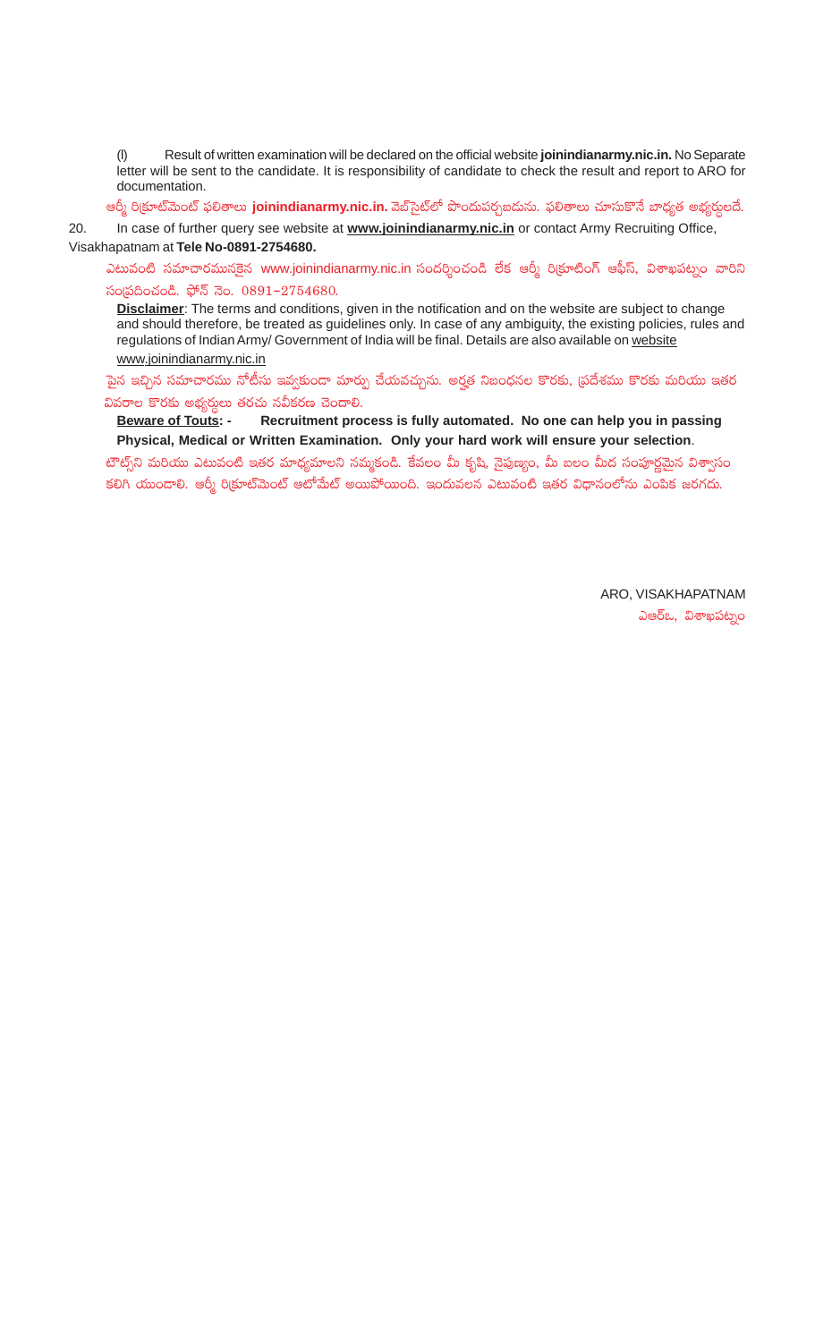(l) Result of written examination will be declared on the official website **joinindianarmy.nic.in.** No Separate letter will be sent to the candidate. It is responsibility of candidate to check the result and report to ARO for documentation.

ఆర్మీ రిక్రూట్‌మెంట్ ఫలితాలు **joinindianarmy.nic.in.** వెబ్‌సైట్‌లో పొందుపర్చబడును. ఫలితాలు చూసుకొనే బాధ్యత అభ్యర్థులదే.

20. In case of further query see website at **www.joinindianarmy.nic.in** or contact Army Recruiting Office, Visakhapatnam at **Tele No-0891-2754680.**

ఎటువంటి సమాచారమునకైన www.joinindianarmy.nic.in సందర్శించండి లేక ఆర్మీ రిక్రూటింగ్ ఆఫీస్, విశాఖపట్నం వారిని సంప్రదించండి. ఫోన్ నెం. 0891-2754680.

**Disclaimer**: The terms and conditions, given in the notification and on the website are subject to change and should therefore, be treated as guidelines only. In case of any ambiguity, the existing policies, rules and regulations of Indian Army/ Government of India will be final. Details are also available on website www.joinindianarmy.nic.in

పైన ఇచ్చిన సమాచారము నోటీసు ఇవ్వకుండా మార్పు చేయవచ్చును. అర్హత నిబంధనల కొరకు, ప్రదేశము కొరకు మరియు ఇతర వివరాల కొరకు అభ్యర్థులు తరచు నవీకరణ చెందాలి.

**Beware of Touts: - Recruitment process is fully automated. No one can help you in passing Physical, Medical or Written Examination. Only your hard work will ensure your selection**.

టౌట్స్‌ని మరియు ఎటువంటి ఇతర మాధ్యమాలని నమ్మకండి. కేవలం మీ కృషి, నైపుణ్యం, మీ బలం మీద సంపూర్ణమైన విశ్వాసం కలిగి యుండాలి. ఆర్మీ రిక్రూట్‌మెంట్ ఆటోమేట్ అయిపోయింది. ఇందువలన ఎటువంటి ఇతర విధానంలోను ఎంపిక జరగదు.

ARO, VISAKHAPATNAM

ఎఆర్ఓ, విశాఖపట్నం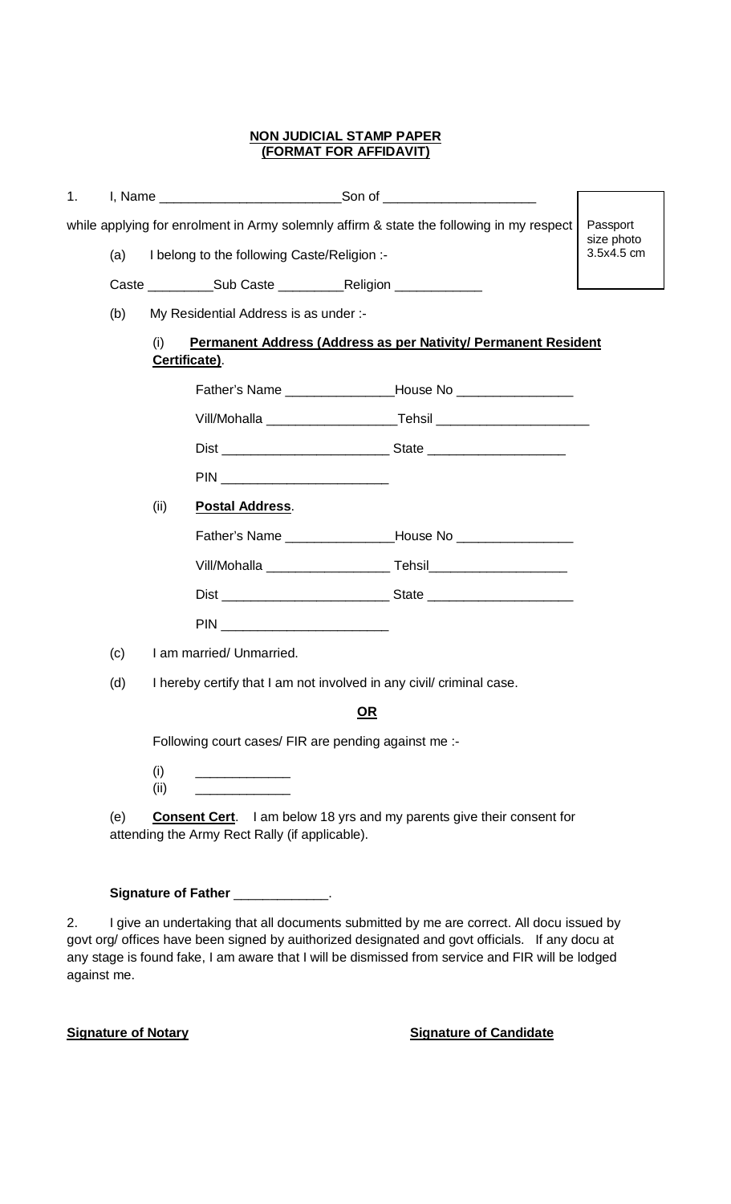**NON JUDICIAL STAMP PAPER**
**(FORMAT FOR AFFIDAVIT)**

Passport size photo 3.5x4.5 cm

1. I, Name ________________________Son of ____________________

while applying for enrolment in Army solemnly affirm & state the following in my respect

(a) I belong to the following Caste/Religion :-

Caste _________Sub Caste _________Religion ____________

(b) My Residential Address is as under :-

(i) **Permanent Address (Address as per Nativity/ Permanent Resident Certificate)**.

Father's Name _______________House No _______________

Vill/Mohalla _________________Tehsil ____________________

Dist ______________________ State __________________

PIN ______________________

(ii) **Postal Address**.

Father's Name _______________House No _______________

Vill/Mohalla ________________ Tehsil__________________

Dist ______________________ State ___________________

PIN ______________________

(c) I am married/ Unmarried.

(d) I hereby certify that I am not involved in any civil/ criminal case.

**OR**

Following court cases/ FIR are pending against me :-

(i) ____________
(ii) ____________

(e) **Consent Cert**. I am below 18 yrs and my parents give their consent for attending the Army Rect Rally (if applicable).

**Signature of Father** ____________.

2. I give an undertaking that all documents submitted by me are correct. All docu issued by govt org/ offices have been signed by auithorized designated and govt officials. If any docu at any stage is found fake, I am aware that I will be dismissed from service and FIR will be lodged against me.

**Signature of Notary** **Signature of Candidate**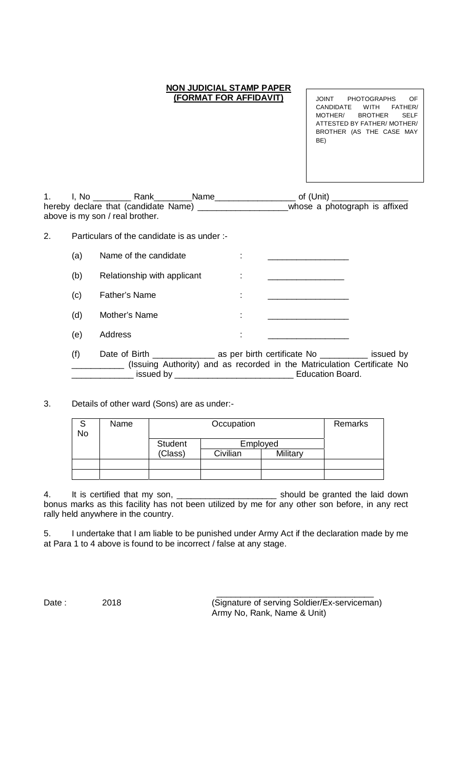**NON JUDICIAL STAMP PAPER**
**(FORMAT FOR AFFIDAVIT)**

JOINT PHOTOGRAPHS OF CANDIDATE WITH FATHER/ MOTHER/ BROTHER SELF ATTESTED BY FATHER/ MOTHER/ BROTHER (AS THE CASE MAY BE)

1. I, No ________ Rank________Name________________ of (Unit) ________________ hereby declare that (candidate Name) __________________whose a photograph is affixed above is my son / real brother.

2. Particulars of the candidate is as under :-

   (a) Name of the candidate : _________________

   (b) Relationship with applicant : ________________

   (c) Father's Name : _________________

   (d) Mother's Name : _________________

   (e) Address : _________________

   (f) Date of Birth _____________ as per birth certificate No __________ issued by __________ (Issuing Authority) and as recorded in the Matriculation Certificate No _____________ issued by _________________________ Education Board.

3. Details of other ward (Sons) are as under:-

| S No | Name | Occupation | | | Remarks |
|---|---|---|---|---|---|
| | | Student | Employed | | |
| | | (Class) | Civilian | Military | |
| | | | | | |
| | | | | | |

4. It is certified that my son, ____________________ should be granted the laid down bonus marks as this facility has not been utilized by me for any other son before, in any rect rally held anywhere in the country.

5. I undertake that I am liable to be punished under Army Act if the declaration made by me at Para 1 to 4 above is found to be incorrect / false at any stage.

Date : 2018

________________________________
(Signature of serving Soldier/Ex-serviceman)
Army No, Rank, Name & Unit)